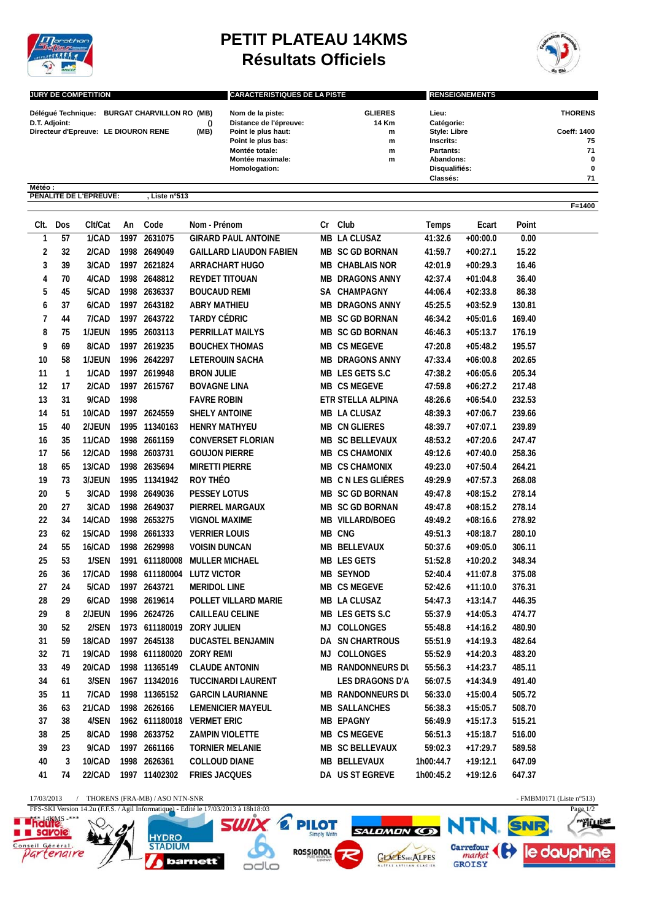# PETIT PLATEAU 14KMS
## Résultats Officiels

**JURY DE COMPETITION**

Délégué Technique: BURGAT CHARVILLON RO (MB)
D.T. Adjoint: ()
Directeur d'Epreuve: LE DIOURON RENE (MB)

**CARACTERISTIQUES DE LA PISTE**

| | |
|---|---|
| Nom de la piste: | GLIERES |
| Distance de l'épreuve: | 14 Km |
| Point le plus haut: | m |
| Point le plus bas: | m |
| Montée totale: | m |
| Montée maximale: | m |
| Homologation: | |

**RENSEIGNEMENTS**

| | |
|---|---|
| Lieu: | THORENS |
| Catégorie: | |
| Style: Libre | Coeff: 1400 |
| Inscrits: | 75 |
| Partants: | 71 |
| Abandons: | 0 |
| Disqualifiés: | 0 |
| Classés: | 71 |

Météo :
PENALITE DE L'EPREUVE: , Liste n°513

F=1400

| Clt. | Dos | Clt/Cat | An | Code | Nom - Prénom | Cr | Club | Temps | Ecart | Point |
|---|---|---|---|---|---|---|---|---|---|---|
| 1 | 57 | 1/CAD | 1997 | 2631075 | GIRARD PAUL ANTOINE | MB | LA CLUSAZ | 41:32.6 | +00:00.0 | 0.00 |
| 2 | 32 | 2/CAD | 1998 | 2649049 | GAILLARD LIAUDON FABIEN | MB | SC GD BORNAN | 41:59.7 | +00:27.1 | 15.22 |
| 3 | 39 | 3/CAD | 1997 | 2621824 | ARRACHART HUGO | MB | CHABLAIS NOR | 42:01.9 | +00:29.3 | 16.46 |
| 4 | 70 | 4/CAD | 1998 | 2648812 | REYDET TITOUAN | MB | DRAGONS ANNY | 42:37.4 | +01:04.8 | 36.40 |
| 5 | 45 | 5/CAD | 1998 | 2636337 | BOUCAUD REMI | SA | CHAMPAGNY | 44:06.4 | +02:33.8 | 86.38 |
| 6 | 37 | 6/CAD | 1997 | 2643182 | ABRY MATHIEU | MB | DRAGONS ANNY | 45:25.5 | +03:52.9 | 130.81 |
| 7 | 44 | 7/CAD | 1997 | 2643722 | TARDY CÉDRIC | MB | SC GD BORNAN | 46:34.2 | +05:01.6 | 169.40 |
| 8 | 75 | 1/JEUN | 1995 | 2603113 | PERRILLAT MAILYS | MB | SC GD BORNAN | 46:46.3 | +05:13.7 | 176.19 |
| 9 | 69 | 8/CAD | 1997 | 2619235 | BOUCHEX THOMAS | MB | CS MEGEVE | 47:20.8 | +05:48.2 | 195.57 |
| 10 | 58 | 1/JEUN | 1996 | 2642297 | LETEROUIN SACHA | MB | DRAGONS ANNY | 47:33.4 | +06:00.8 | 202.65 |
| 11 | 1 | 1/CAD | 1997 | 2619948 | BRON JULIE | MB | LES GETS S.C | 47:38.2 | +06:05.6 | 205.34 |
| 12 | 17 | 2/CAD | 1997 | 2615767 | BOVAGNE LINA | MB | CS MEGEVE | 47:59.8 | +06:27.2 | 217.48 |
| 13 | 31 | 9/CAD | 1998 | | FAVRE ROBIN | ETR | STELLA ALPINA | 48:26.6 | +06:54.0 | 232.53 |
| 14 | 51 | 10/CAD | 1997 | 2624559 | SHELY ANTOINE | MB | LA CLUSAZ | 48:39.3 | +07:06.7 | 239.66 |
| 15 | 40 | 2/JEUN | 1995 | 11340163 | HENRY MATHYEU | MB | CN GLIERES | 48:39.7 | +07:07.1 | 239.89 |
| 16 | 35 | 11/CAD | 1998 | 2661159 | CONVERSET FLORIAN | MB | SC BELLEVAUX | 48:53.2 | +07:20.6 | 247.47 |
| 17 | 56 | 12/CAD | 1998 | 2603731 | GOUJON PIERRE | MB | CS CHAMONIX | 49:12.6 | +07:40.0 | 258.36 |
| 18 | 65 | 13/CAD | 1998 | 2635694 | MIRETTI PIERRE | MB | CS CHAMONIX | 49:23.0 | +07:50.4 | 264.21 |
| 19 | 73 | 3/JEUN | 1995 | 11341942 | ROY THÉO | MB | C N LES GLIÉRES | 49:29.9 | +07:57.3 | 268.08 |
| 20 | 5 | 3/CAD | 1998 | 2649036 | PESSEY LOTUS | MB | SC GD BORNAN | 49:47.8 | +08:15.2 | 278.14 |
| 20 | 27 | 3/CAD | 1998 | 2649037 | PIERREL MARGAUX | MB | SC GD BORNAN | 49:47.8 | +08:15.2 | 278.14 |
| 22 | 34 | 14/CAD | 1998 | 2653275 | VIGNOL MAXIME | MB | VILLARD/BOEG | 49:49.2 | +08:16.6 | 278.92 |
| 23 | 62 | 15/CAD | 1998 | 2661333 | VERRIER LOUIS | MB | CNG | 49:51.3 | +08:18.7 | 280.10 |
| 24 | 55 | 16/CAD | 1998 | 2629998 | VOISIN DUNCAN | MB | BELLEVAUX | 50:37.6 | +09:05.0 | 306.11 |
| 25 | 53 | 1/SEN | 1991 | 611180008 | MULLER MICHAEL | MB | LES GETS | 51:52.8 | +10:20.2 | 348.34 |
| 26 | 36 | 17/CAD | 1998 | 611180004 | LUTZ VICTOR | MB | SEYNOD | 52:40.4 | +11:07.8 | 375.08 |
| 27 | 24 | 5/CAD | 1997 | 2643721 | MERIDOL LINE | MB | CS MEGEVE | 52:42.6 | +11:10.0 | 376.31 |
| 28 | 29 | 6/CAD | 1998 | 2619614 | POLLET VILLARD MARIE | MB | LA CLUSAZ | 54:47.3 | +13:14.7 | 446.35 |
| 29 | 8 | 2/JEUN | 1996 | 2624726 | CAILLEAU CELINE | MB | LES GETS S.C | 55:37.9 | +14:05.3 | 474.77 |
| 30 | 52 | 2/SEN | 1973 | 611180019 | ZORY JULIEN | MJ | COLLONGES | 55:48.8 | +14:16.2 | 480.90 |
| 31 | 59 | 18/CAD | 1998 | 2645138 | DUCASTEL BENJAMIN | DA | SN CHARTROUS | 55:51.9 | +14:19.3 | 482.64 |
| 32 | 71 | 19/CAD | 1998 | 611180020 | ZORY REMI | MJ | COLLONGES | 55:52.9 | +14:20.3 | 483.20 |
| 33 | 49 | 20/CAD | 1998 | 11365149 | CLAUDE ANTONIN | MB | RANDONNEURS DU | 55:56.3 | +14:23.7 | 485.11 |
| 34 | 61 | 3/SEN | 1967 | 11342016 | TUCCINARDI LAURENT | | LES DRAGONS D'A | 56:07.5 | +14:34.9 | 491.40 |
| 35 | 11 | 7/CAD | 1998 | 11365152 | GARCIN LAURIANNE | MB | RANDONNEURS DU | 56:33.0 | +15:00.4 | 505.72 |
| 36 | 63 | 21/CAD | 1998 | 2626166 | LEMENICIER MAYEUL | MB | SALLANCHES | 56:38.3 | +15:05.7 | 508.70 |
| 37 | 38 | 4/SEN | 1962 | 611180018 | VERMET ERIC | MB | EPAGNY | 56:49.9 | +15:17.3 | 515.21 |
| 38 | 25 | 8/CAD | 1998 | 2633752 | ZAMPIN VIOLETTE | MB | CS MEGEVE | 56:51.3 | +15:18.7 | 516.00 |
| 39 | 23 | 9/CAD | 1997 | 2661166 | TORNIER MELANIE | MB | SC BELLEVAUX | 59:02.3 | +17:29.7 | 589.58 |
| 40 | 3 | 10/CAD | 1998 | 2626361 | COLLOUD DIANE | MB | BELLEVAUX | 1h00:44.7 | +19:12.1 | 647.09 |
| 41 | 74 | 22/CAD | 1997 | 11402302 | FRIES JACQUES | DA | US ST EGREVE | 1h00:45.2 | +19:12.6 | 647.37 |

17/03/2013 / THORENS (FRA-MB) / ASO NTN-SNR - FMBM0171 (Liste n°513)
FFS-SKI Version 14.2u (F.F.S. / Agil Informatique) - Edité le 17/03/2013 à 18h18:03
*** 14KMS -***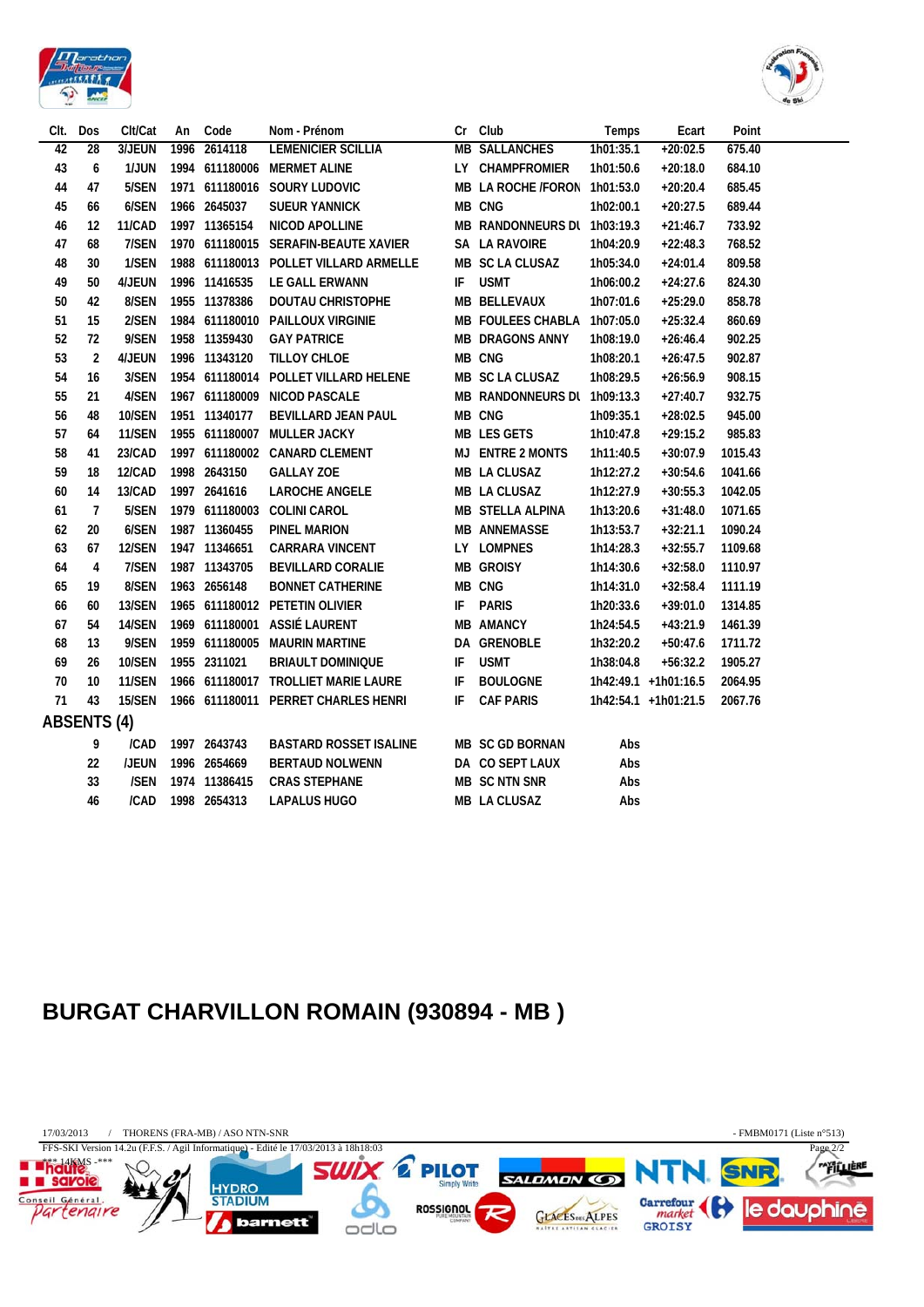| Clt. | Dos | Clt/Cat | An | Code | Nom - Prénom | Cr | Club | Temps | Ecart | Point |
|---|---|---|---|---|---|---|---|---|---|---|
| 42 | 28 | 3/JEUN | 1996 | 2614118 | LEMENICIER SCILLIA | MB | SALLANCHES | 1h01:35.1 | +20:02.5 | 675.40 |
| 43 | 6 | 1/JUN | 1994 | 611180006 | MERMET ALINE | LY | CHAMPFROMIER | 1h01:50.6 | +20:18.0 | 684.10 |
| 44 | 47 | 5/SEN | 1971 | 611180016 | SOURY LUDOVIC | MB | LA ROCHE /FORON | 1h01:53.0 | +20:20.4 | 685.45 |
| 45 | 66 | 6/SEN | 1966 | 2645037 | SUEUR YANNICK | MB | CNG | 1h02:00.1 | +20:27.5 | 689.44 |
| 46 | 12 | 11/CAD | 1997 | 11365154 | NICOD APOLLINE | MB | RANDONNEURS DU | 1h03:19.3 | +21:46.7 | 733.92 |
| 47 | 68 | 7/SEN | 1970 | 611180015 | SERAFIN-BEAUTE XAVIER | SA | LA RAVOIRE | 1h04:20.9 | +22:48.3 | 768.52 |
| 48 | 30 | 1/SEN | 1988 | 611180013 | POLLET VILLARD ARMELLE | MB | SC LA CLUSAZ | 1h05:34.0 | +24:01.4 | 809.58 |
| 49 | 50 | 4/JEUN | 1996 | 11416535 | LE GALL ERWANN | IF | USMT | 1h06:00.2 | +24:27.6 | 824.30 |
| 50 | 42 | 8/SEN | 1955 | 11378386 | DOUTAU CHRISTOPHE | MB | BELLEVAUX | 1h07:01.6 | +25:29.0 | 858.78 |
| 51 | 15 | 2/SEN | 1984 | 611180010 | PAILLOUX VIRGINIE | MB | FOULEES CHABLA | 1h07:05.0 | +25:32.4 | 860.69 |
| 52 | 72 | 9/SEN | 1958 | 11359430 | GAY PATRICE | MB | DRAGONS ANNY | 1h08:19.0 | +26:46.4 | 902.25 |
| 53 | 2 | 4/JEUN | 1996 | 11343120 | TILLOY CHLOE | MB | CNG | 1h08:20.1 | +26:47.5 | 902.87 |
| 54 | 16 | 3/SEN | 1954 | 611180014 | POLLET VILLARD HELENE | MB | SC LA CLUSAZ | 1h08:29.5 | +26:56.9 | 908.15 |
| 55 | 21 | 4/SEN | 1967 | 611180009 | NICOD PASCALE | MB | RANDONNEURS DU | 1h09:13.3 | +27:40.7 | 932.75 |
| 56 | 48 | 10/SEN | 1951 | 11340177 | BEVILLARD JEAN PAUL | MB | CNG | 1h09:35.1 | +28:02.5 | 945.00 |
| 57 | 64 | 11/SEN | 1955 | 611180007 | MULLER JACKY | MB | LES GETS | 1h10:47.8 | +29:15.2 | 985.83 |
| 58 | 41 | 23/CAD | 1997 | 611180002 | CANARD CLEMENT | MJ | ENTRE 2 MONTS | 1h11:40.5 | +30:07.9 | 1015.43 |
| 59 | 18 | 12/CAD | 1998 | 2643150 | GALLAY ZOE | MB | LA CLUSAZ | 1h12:27.2 | +30:54.6 | 1041.66 |
| 60 | 14 | 13/CAD | 1997 | 2641616 | LAROCHE ANGELE | MB | LA CLUSAZ | 1h12:27.9 | +30:55.3 | 1042.05 |
| 61 | 7 | 5/SEN | 1979 | 611180003 | COLINI CAROL | MB | STELLA ALPINA | 1h13:20.6 | +31:48.0 | 1071.65 |
| 62 | 20 | 6/SEN | 1987 | 11360455 | PINEL MARION | MB | ANNEMASSE | 1h13:53.7 | +32:21.1 | 1090.24 |
| 63 | 67 | 12/SEN | 1947 | 11346651 | CARRARA VINCENT | LY | LOMPNES | 1h14:28.3 | +32:55.7 | 1109.68 |
| 64 | 4 | 7/SEN | 1987 | 11343705 | BEVILLARD CORALIE | MB | GROISY | 1h14:30.6 | +32:58.0 | 1110.97 |
| 65 | 19 | 8/SEN | 1963 | 2656148 | BONNET CATHERINE | MB | CNG | 1h14:31.0 | +32:58.4 | 1111.19 |
| 66 | 60 | 13/SEN | 1965 | 611180012 | PETETIN OLIVIER | IF | PARIS | 1h20:33.6 | +39:01.0 | 1314.85 |
| 67 | 54 | 14/SEN | 1969 | 611180001 | ASSIÉ LAURENT | MB | AMANCY | 1h24:54.5 | +43:21.9 | 1461.39 |
| 68 | 13 | 9/SEN | 1959 | 611180005 | MAURIN MARTINE | DA | GRENOBLE | 1h32:20.2 | +50:47.6 | 1711.72 |
| 69 | 26 | 10/SEN | 1955 | 2311021 | BRIAULT DOMINIQUE | IF | USMT | 1h38:04.8 | +56:32.2 | 1905.27 |
| 70 | 10 | 11/SEN | 1966 | 611180017 | TROLLIET MARIE LAURE | IF | BOULOGNE | 1h42:49.1 | +1h01:16.5 | 2064.95 |
| 71 | 43 | 15/SEN | 1966 | 611180011 | PERRET CHARLES HENRI | IF | CAF PARIS | 1h42:54.1 | +1h01:21.5 | 2067.76 |

## ABSENTS (4)

| Clt. | Dos | Clt/Cat | An | Code | Nom - Prénom | Cr | Club | Temps | Ecart | Point |
|---|---|---|---|---|---|---|---|---|---|---|
| | 9 | /CAD | 1997 | 2643743 | BASTARD ROSSET ISALINE | MB | SC GD BORNAN | Abs | | |
| | 22 | /JEUN | 1996 | 2654669 | BERTAUD NOLWENN | DA | CO SEPT LAUX | Abs | | |
| | 33 | /SEN | 1974 | 11386415 | CRAS STEPHANE | MB | SC NTN SNR | Abs | | |
| | 46 | /CAD | 1998 | 2654313 | LAPALUS HUGO | MB | LA CLUSAZ | Abs | | |

# BURGAT CHARVILLON ROMAIN (930894 - MB )

17/03/2013 / THORENS (FRA-MB) / ASO NTN-SNR - FMBM0171 (Liste n°513)

FFS-SKI Version 14.2u (F.F.S. / Agil Informatique) - Edité le 17/03/2013 à 18h18:03

*** 14KMS -***